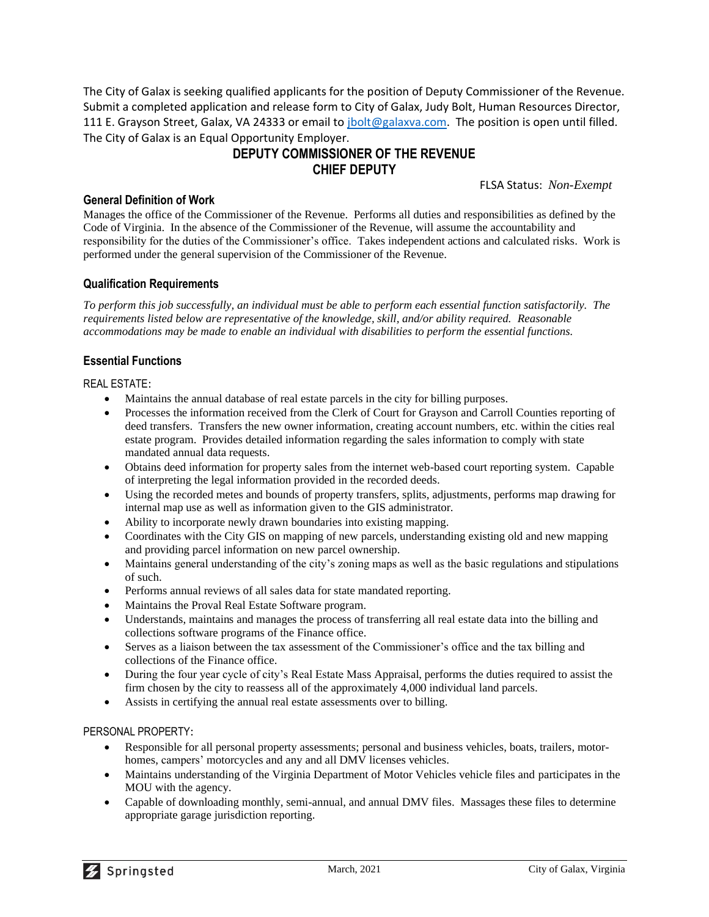The City of Galax is seeking qualified applicants for the position of Deputy Commissioner of the Revenue. Submit a completed application and release form to City of Galax, Judy Bolt, Human Resources Director, 111 E. Grayson Street, Galax, VA 24333 or email to jbolt@galaxva.com. The position is open until filled. The City of Galax is an Equal Opportunity Employer.

# DEPUTY COMMISSIONER OF THE REVENUE
# CHIEF DEPUTY

FLSA Status: *Non-Exempt*

### General Definition of Work

Manages the office of the Commissioner of the Revenue. Performs all duties and responsibilities as defined by the Code of Virginia. In the absence of the Commissioner of the Revenue, will assume the accountability and responsibility for the duties of the Commissioner's office. Takes independent actions and calculated risks. Work is performed under the general supervision of the Commissioner of the Revenue.

### Qualification Requirements

*To perform this job successfully, an individual must be able to perform each essential function satisfactorily. The requirements listed below are representative of the knowledge, skill, and/or ability required. Reasonable accommodations may be made to enable an individual with disabilities to perform the essential functions.*

### Essential Functions

REAL ESTATE:

- Maintains the annual database of real estate parcels in the city for billing purposes.
- Processes the information received from the Clerk of Court for Grayson and Carroll Counties reporting of deed transfers. Transfers the new owner information, creating account numbers, etc. within the cities real estate program. Provides detailed information regarding the sales information to comply with state mandated annual data requests.
- Obtains deed information for property sales from the internet web-based court reporting system. Capable of interpreting the legal information provided in the recorded deeds.
- Using the recorded metes and bounds of property transfers, splits, adjustments, performs map drawing for internal map use as well as information given to the GIS administrator.
- Ability to incorporate newly drawn boundaries into existing mapping.
- Coordinates with the City GIS on mapping of new parcels, understanding existing old and new mapping and providing parcel information on new parcel ownership.
- Maintains general understanding of the city's zoning maps as well as the basic regulations and stipulations of such.
- Performs annual reviews of all sales data for state mandated reporting.
- Maintains the Proval Real Estate Software program.
- Understands, maintains and manages the process of transferring all real estate data into the billing and collections software programs of the Finance office.
- Serves as a liaison between the tax assessment of the Commissioner's office and the tax billing and collections of the Finance office.
- During the four year cycle of city's Real Estate Mass Appraisal, performs the duties required to assist the firm chosen by the city to reassess all of the approximately 4,000 individual land parcels.
- Assists in certifying the annual real estate assessments over to billing.

PERSONAL PROPERTY:

- Responsible for all personal property assessments; personal and business vehicles, boats, trailers, motor-homes, campers' motorcycles and any and all DMV licenses vehicles.
- Maintains understanding of the Virginia Department of Motor Vehicles vehicle files and participates in the MOU with the agency.
- Capable of downloading monthly, semi-annual, and annual DMV files. Massages these files to determine appropriate garage jurisdiction reporting.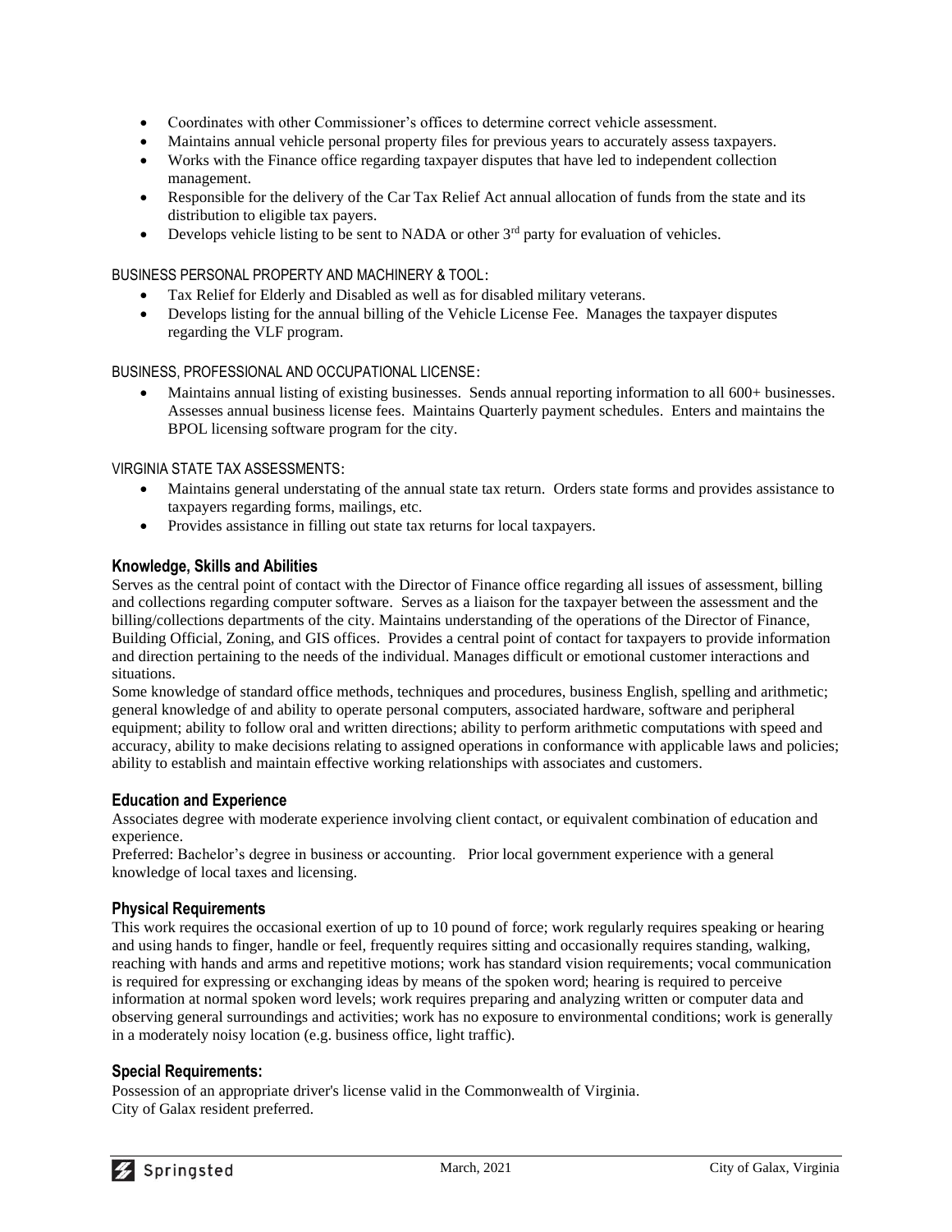- Coordinates with other Commissioner's offices to determine correct vehicle assessment.
- Maintains annual vehicle personal property files for previous years to accurately assess taxpayers.
- Works with the Finance office regarding taxpayer disputes that have led to independent collection management.
- Responsible for the delivery of the Car Tax Relief Act annual allocation of funds from the state and its distribution to eligible tax payers.
- Develops vehicle listing to be sent to NADA or other 3rd party for evaluation of vehicles.

BUSINESS PERSONAL PROPERTY AND MACHINERY & TOOL:

- Tax Relief for Elderly and Disabled as well as for disabled military veterans.
- Develops listing for the annual billing of the Vehicle License Fee. Manages the taxpayer disputes regarding the VLF program.

BUSINESS, PROFESSIONAL AND OCCUPATIONAL LICENSE:

- Maintains annual listing of existing businesses. Sends annual reporting information to all 600+ businesses. Assesses annual business license fees. Maintains Quarterly payment schedules. Enters and maintains the BPOL licensing software program for the city.

VIRGINIA STATE TAX ASSESSMENTS:

- Maintains general understating of the annual state tax return. Orders state forms and provides assistance to taxpayers regarding forms, mailings, etc.
- Provides assistance in filling out state tax returns for local taxpayers.

## Knowledge, Skills and Abilities

Serves as the central point of contact with the Director of Finance office regarding all issues of assessment, billing and collections regarding computer software. Serves as a liaison for the taxpayer between the assessment and the billing/collections departments of the city. Maintains understanding of the operations of the Director of Finance, Building Official, Zoning, and GIS offices. Provides a central point of contact for taxpayers to provide information and direction pertaining to the needs of the individual. Manages difficult or emotional customer interactions and situations.

Some knowledge of standard office methods, techniques and procedures, business English, spelling and arithmetic; general knowledge of and ability to operate personal computers, associated hardware, software and peripheral equipment; ability to follow oral and written directions; ability to perform arithmetic computations with speed and accuracy, ability to make decisions relating to assigned operations in conformance with applicable laws and policies; ability to establish and maintain effective working relationships with associates and customers.

## Education and Experience

Associates degree with moderate experience involving client contact, or equivalent combination of education and experience.

Preferred: Bachelor's degree in business or accounting. Prior local government experience with a general knowledge of local taxes and licensing.

## Physical Requirements

This work requires the occasional exertion of up to 10 pound of force; work regularly requires speaking or hearing and using hands to finger, handle or feel, frequently requires sitting and occasionally requires standing, walking, reaching with hands and arms and repetitive motions; work has standard vision requirements; vocal communication is required for expressing or exchanging ideas by means of the spoken word; hearing is required to perceive information at normal spoken word levels; work requires preparing and analyzing written or computer data and observing general surroundings and activities; work has no exposure to environmental conditions; work is generally in a moderately noisy location (e.g. business office, light traffic).

## Special Requirements:

Possession of an appropriate driver's license valid in the Commonwealth of Virginia.
City of Galax resident preferred.